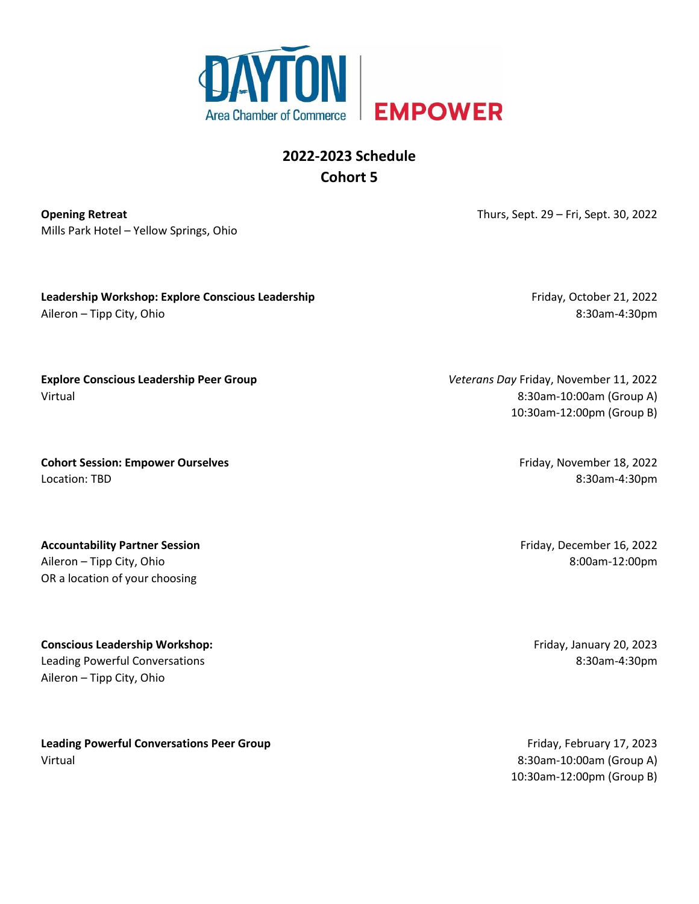DAYTON Area Chamber of Commerce | EMPOWER

# 2022-2023 Schedule
## Cohort 5

**Opening Retreat**
Mills Park Hotel – Yellow Springs, Ohio
Thurs, Sept. 29 – Fri, Sept. 30, 2022

**Leadership Workshop: Explore Conscious Leadership**
Aileron – Tipp City, Ohio
Friday, October 21, 2022
8:30am-4:30pm

**Explore Conscious Leadership Peer Group**
Virtual
*Veterans Day* Friday, November 11, 2022
8:30am-10:00am (Group A)
10:30am-12:00pm (Group B)

**Cohort Session: Empower Ourselves**
Location: TBD
Friday, November 18, 2022
8:30am-4:30pm

**Accountability Partner Session**
Aileron – Tipp City, Ohio
OR a location of your choosing
Friday, December 16, 2022
8:00am-12:00pm

**Conscious Leadership Workshop:**
Leading Powerful Conversations
Aileron – Tipp City, Ohio
Friday, January 20, 2023
8:30am-4:30pm

**Leading Powerful Conversations Peer Group**
Virtual
Friday, February 17, 2023
8:30am-10:00am (Group A)
10:30am-12:00pm (Group B)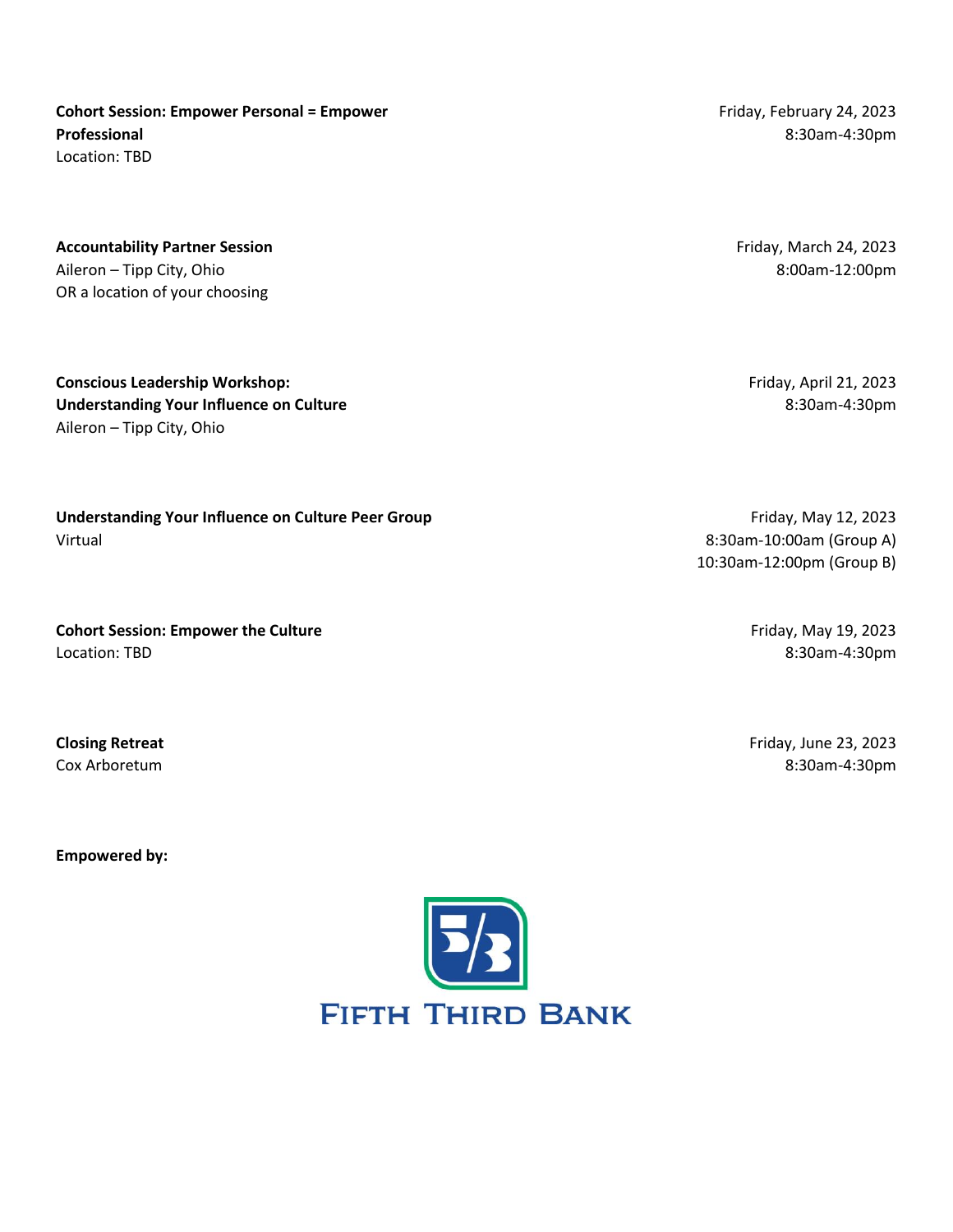**Cohort Session: Empower Personal = Empower Professional**
Location: TBD

Friday, February 24, 2023
8:30am-4:30pm

**Accountability Partner Session**
Aileron – Tipp City, Ohio
OR a location of your choosing

Friday, March 24, 2023
8:00am-12:00pm

**Conscious Leadership Workshop:**
**Understanding Your Influence on Culture**
Aileron – Tipp City, Ohio

Friday, April 21, 2023
8:30am-4:30pm

**Understanding Your Influence on Culture Peer Group**
Virtual

Friday, May 12, 2023
8:30am-10:00am (Group A)
10:30am-12:00pm (Group B)

**Cohort Session: Empower the Culture**
Location: TBD

Friday, May 19, 2023
8:30am-4:30pm

**Closing Retreat**
Cox Arboretum

Friday, June 23, 2023
8:30am-4:30pm

**Empowered by:**

Fifth Third Bank